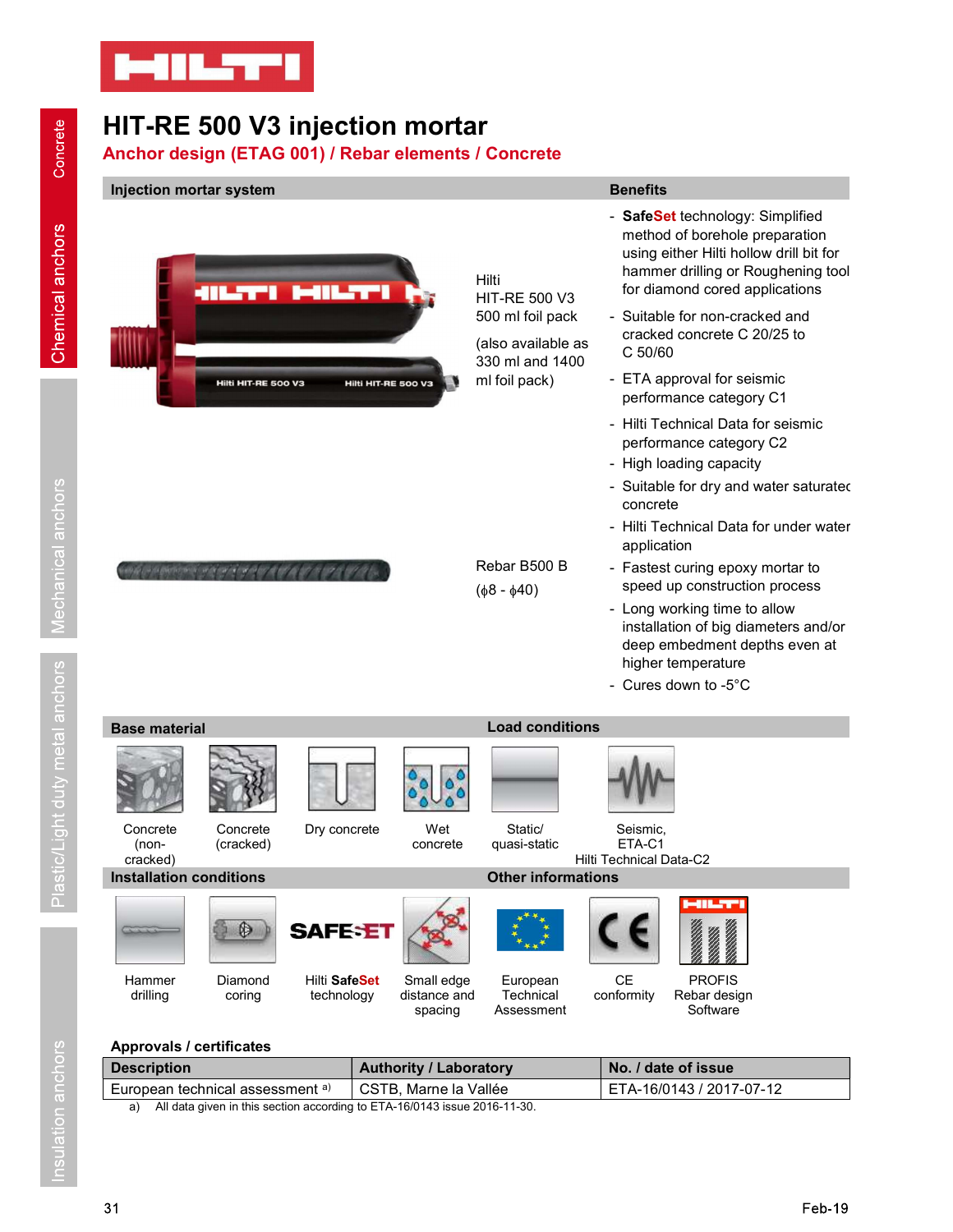# HIT-RE 500 V3 injection mortar

## Anchor design (ETAG 001) / Rebar elements / Concrete

| Injection mortar system | | Benefits |
|---|---|---|
| | Hilti HIT-RE 500 V3 500 ml foil pack (also available as 330 ml and 1400 ml foil pack) | - **SafeSet** technology: Simplified method of borehole preparation using either Hilti hollow drill bit for hammer drilling or Roughening tool for diamond cored applications<br>- Suitable for non-cracked and cracked concrete C 20/25 to C 50/60<br>- ETA approval for seismic performance category C1<br>- Hilti Technical Data for seismic performance category C2<br>- High loading capacity<br>- Suitable for dry and water saturated concrete<br>- Hilti Technical Data for under water application |
| | Rebar B500 B (ϕ8 - ϕ40) | - Fastest curing epoxy mortar to speed up construction process<br>- Long working time to allow installation of big diameters and/or deep embedment depths even at higher temperature<br>- Cures down to -5°C |

### Base material

Concrete (non-cracked) | Concrete (cracked) | Dry concrete | Wet concrete

### Load conditions

Static/ quasi-static | Seismic, ETA-C1 Hilti Technical Data-C2

### Installation conditions

Hammer drilling | Diamond coring | Hilti **SafeSet** technology | Small edge distance and spacing

### Other informations

European Technical Assessment | CE conformity | PROFIS Rebar design Software

### Approvals / certificates

| Description | Authority / Laboratory | No. / date of issue |
|---|---|---|
| European technical assessment [a)] | CSTB, Marne la Vallée | ETA-16/0143 / 2017-07-12 |

a) All data given in this section according to ETA-16/0143 issue 2016-11-30.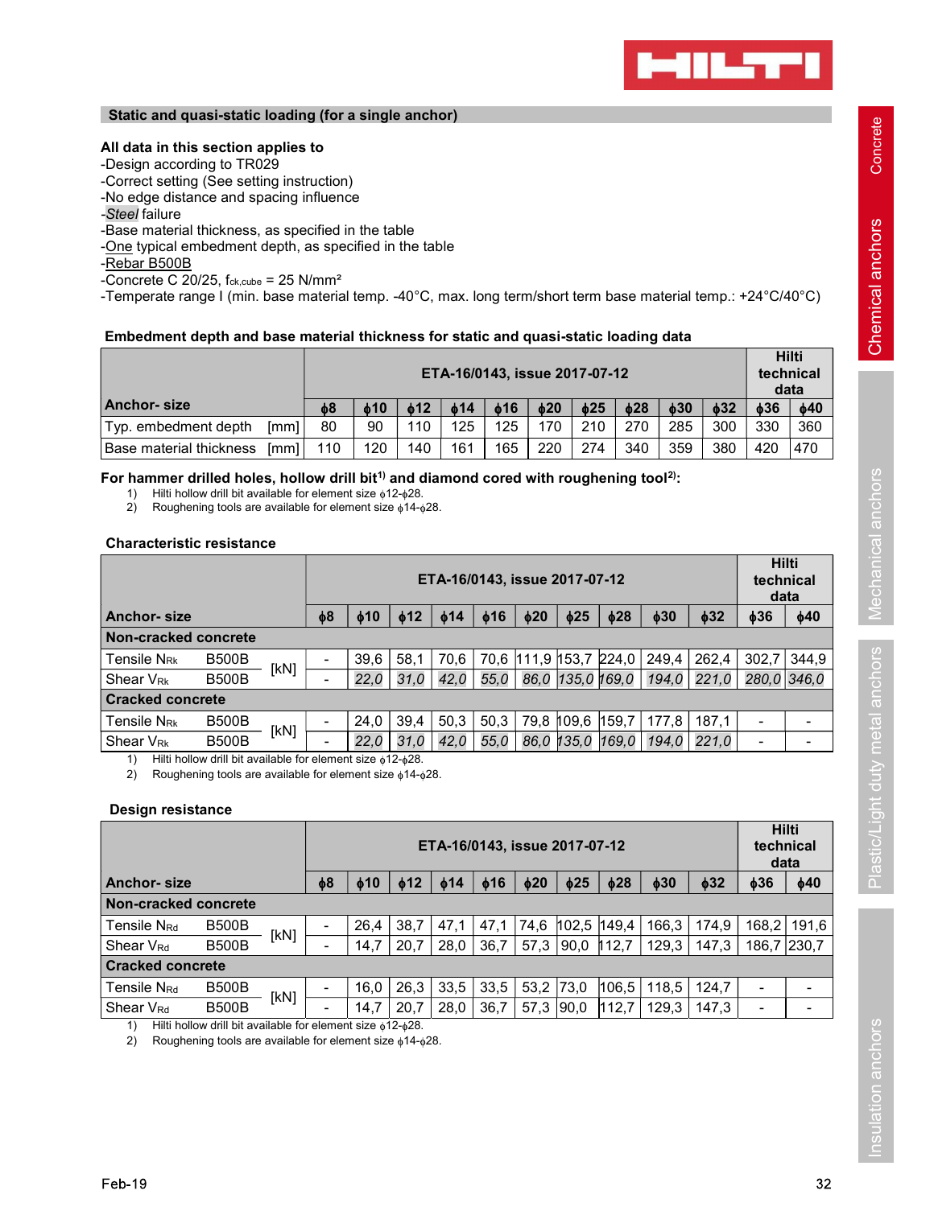## Static and quasi-static loading (for a single anchor)

**All data in this section applies to**

- Design according to TR029
- Correct setting (See setting instruction)
- No edge distance and spacing influence
- *Steel* failure
- Base material thickness, as specified in the table
- One typical embedment depth, as specified in the table
- Rebar B500B
- Concrete C 20/25, $f_{ck,cube}$ = 25 N/mm²
- Temperate range I (min. base material temp. -40°C, max. long term/short term base material temp.: +24°C/40°C)

### Embedment depth and base material thickness for static and quasi-static loading data

| Anchor- size | | ETA-16/0143, issue 2017-07-12 | | | | | | | | | | Hilti technical data | |
|---|---|---|---|---|---|---|---|---|---|---|---|---|---|
| | | ϕ8 | ϕ10 | ϕ12 | ϕ14 | ϕ16 | ϕ20 | ϕ25 | ϕ28 | ϕ30 | ϕ32 | ϕ36 | ϕ40 |
| Typ. embedment depth | [mm] | 80 | 90 | 110 | 125 | 125 | 170 | 210 | 270 | 285 | 300 | 330 | 360 |
| Base material thickness | [mm] | 110 | 120 | 140 | 161 | 165 | 220 | 274 | 340 | 359 | 380 | 420 | 470 |

**For hammer drilled holes, hollow drill bit[1] and diamond cored with roughening tool[2]:**

1) Hilti hollow drill bit available for element size ϕ12-ϕ28.
2) Roughening tools are available for element size ϕ14-ϕ28.

### Characteristic resistance

| Anchor- size | | | ETA-16/0143, issue 2017-07-12 | | | | | | | | | | Hilti technical data | |
|---|---|---|---|---|---|---|---|---|---|---|---|---|---|---|
| | | | ϕ8 | ϕ10 | ϕ12 | ϕ14 | ϕ16 | ϕ20 | ϕ25 | ϕ28 | ϕ30 | ϕ32 | ϕ36 | ϕ40 |
| **Non-cracked concrete** | | | | | | | | | | | | | | |
| Tensile $N_{Rk}$ | B500B | [kN] | - | 39,6 | 58,1 | 70,6 | 70,6 | 111,9 | 153,7 | 224,0 | 249,4 | 262,4 | 302,7 | 344,9 |
| Shear $V_{Rk}$ | B500B | [kN] | - | *22,0* | *31,0* | *42,0* | *55,0* | *86,0* | *135,0* | *169,0* | *194,0* | *221,0* | *280,0* | *346,0* |
| **Cracked concrete** | | | | | | | | | | | | | | |
| Tensile $N_{Rk}$ | B500B | [kN] | - | 24,0 | 39,4 | 50,3 | 50,3 | 79,8 | 109,6 | 159,7 | 177,8 | 187,1 | - | - |
| Shear $V_{Rk}$ | B500B | [kN] | - | *22,0* | *31,0* | *42,0* | *55,0* | *86,0* | *135,0* | *169,0* | *194,0* | *221,0* | - | - |

1) Hilti hollow drill bit available for element size ϕ12-ϕ28.
2) Roughening tools are available for element size ϕ14-ϕ28.

### Design resistance

| Anchor- size | | | ETA-16/0143, issue 2017-07-12 | | | | | | | | | | Hilti technical data | |
|---|---|---|---|---|---|---|---|---|---|---|---|---|---|---|
| | | | ϕ8 | ϕ10 | ϕ12 | ϕ14 | ϕ16 | ϕ20 | ϕ25 | ϕ28 | ϕ30 | ϕ32 | ϕ36 | ϕ40 |
| **Non-cracked concrete** | | | | | | | | | | | | | | |
| Tensile $N_{Rd}$ | B500B | [kN] | - | 26,4 | 38,7 | 47,1 | 47,1 | 74,6 | 102,5 | 149,4 | 166,3 | 174,9 | 168,2 | 191,6 |
| Shear $V_{Rd}$ | B500B | [kN] | - | 14,7 | 20,7 | 28,0 | 36,7 | 57,3 | 90,0 | 112,7 | 129,3 | 147,3 | 186,7 | 230,7 |
| **Cracked concrete** | | | | | | | | | | | | | | |
| Tensile $N_{Rd}$ | B500B | [kN] | - | 16,0 | 26,3 | 33,5 | 33,5 | 53,2 | 73,0 | 106,5 | 118,5 | 124,7 | - | - |
| Shear $V_{Rd}$ | B500B | [kN] | - | 14,7 | 20,7 | 28,0 | 36,7 | 57,3 | 90,0 | 112,7 | 129,3 | 147,3 | - | - |

1) Hilti hollow drill bit available for element size ϕ12-ϕ28.
2) Roughening tools are available for element size ϕ14-ϕ28.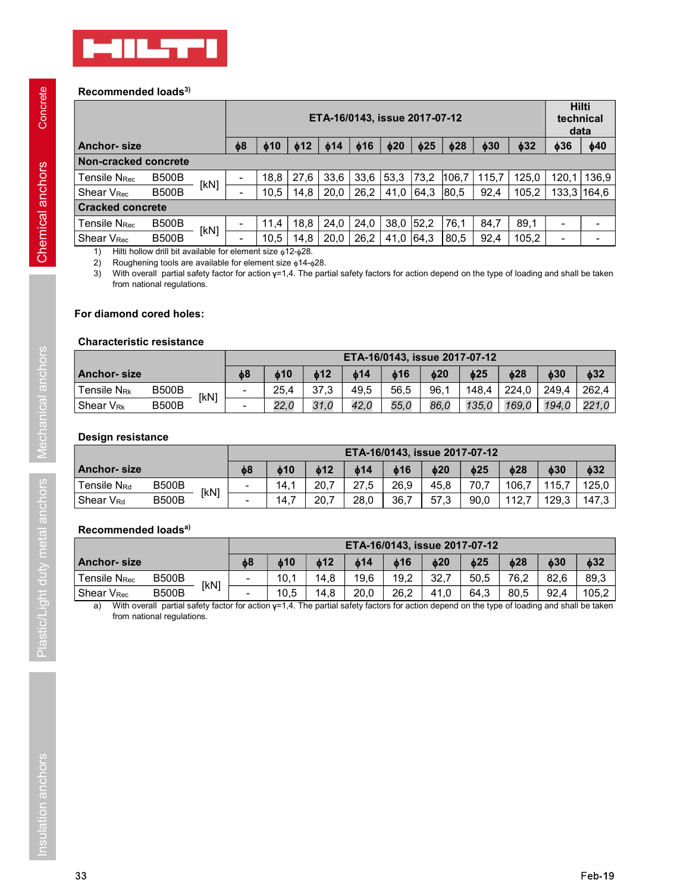## Recommended loads[3)]

| Anchor- size | | | ETA-16/0143, issue 2017-07-12 | | | | | | | | | | Hilti technical data | |
|---|---|---|---|---|---|---|---|---|---|---|---|---|---|---|
| | | | ϕ8 | ϕ10 | ϕ12 | ϕ14 | ϕ16 | ϕ20 | ϕ25 | ϕ28 | ϕ30 | ϕ32 | ϕ36 | ϕ40 |
| **Non-cracked concrete** | | | | | | | | | | | | | | |
| Tensile $N_{Rec}$ | B500B | [kN] | - | 18,8 | 27,6 | 33,6 | 33,6 | 53,3 | 73,2 | 106,7 | 115,7 | 125,0 | 120,1 | 136,9 |
| Shear $V_{Rec}$ | B500B | [kN] | - | 10,5 | 14,8 | 20,0 | 26,2 | 41,0 | 64,3 | 80,5 | 92,4 | 105,2 | 133,3 | 164,6 |
| **Cracked concrete** | | | | | | | | | | | | | | |
| Tensile $N_{Rec}$ | B500B | [kN] | - | 11,4 | 18,8 | 24,0 | 24,0 | 38,0 | 52,2 | 76,1 | 84,7 | 89,1 | - | - |
| Shear $V_{Rec}$ | B500B | [kN] | - | 10,5 | 14,8 | 20,0 | 26,2 | 41,0 | 64,3 | 80,5 | 92,4 | 105,2 | - | - |

1) Hilti hollow drill bit available for element size ϕ12-ϕ28.
2) Roughening tools are available for element size ϕ14-ϕ28.
3) With overall partial safety factor for action γ=1,4. The partial safety factors for action depend on the type of loading and shall be taken from national regulations.

### For diamond cored holes:

#### Characteristic resistance

| Anchor- size | | | ETA-16/0143, issue 2017-07-12 | | | | | | | | | |
|---|---|---|---|---|---|---|---|---|---|---|---|---|
| | | | ϕ8 | ϕ10 | ϕ12 | ϕ14 | ϕ16 | ϕ20 | ϕ25 | ϕ28 | ϕ30 | ϕ32 |
| Tensile $N_{Rk}$ | B500B | [kN] | - | 25,4 | 37,3 | 49,5 | 56,5 | 96,1 | 148,4 | 224,0 | 249,4 | 262,4 |
| Shear $V_{Rk}$ | B500B | [kN] | - | *22,0* | *31,0* | *42,0* | *55,0* | *86,0* | *135,0* | *169,0* | *194,0* | *221,0* |

#### Design resistance

| Anchor- size | | | ETA-16/0143, issue 2017-07-12 | | | | | | | | | |
|---|---|---|---|---|---|---|---|---|---|---|---|---|
| | | | ϕ8 | ϕ10 | ϕ12 | ϕ14 | ϕ16 | ϕ20 | ϕ25 | ϕ28 | ϕ30 | ϕ32 |
| Tensile $N_{Rd}$ | B500B | [kN] | - | 14,1 | 20,7 | 27,5 | 26,9 | 45,8 | 70,7 | 106,7 | 115,7 | 125,0 |
| Shear $V_{Rd}$ | B500B | [kN] | - | 14,7 | 20,7 | 28,0 | 36,7 | 57,3 | 90,0 | 112,7 | 129,3 | 147,3 |

#### Recommended loads[a)]

| Anchor- size | | | ETA-16/0143, issue 2017-07-12 | | | | | | | | | |
|---|---|---|---|---|---|---|---|---|---|---|---|---|
| | | | ϕ8 | ϕ10 | ϕ12 | ϕ14 | ϕ16 | ϕ20 | ϕ25 | ϕ28 | ϕ30 | ϕ32 |
| Tensile $N_{Rec}$ | B500B | [kN] | - | 10,1 | 14,8 | 19,6 | 19,2 | 32,7 | 50,5 | 76,2 | 82,6 | 89,3 |
| Shear $V_{Rec}$ | B500B | [kN] | - | 10,5 | 14,8 | 20,0 | 26,2 | 41,0 | 64,3 | 80,5 | 92,4 | 105,2 |

a) With overall partial safety factor for action γ=1,4. The partial safety factors for action depend on the type of loading and shall be taken from national regulations.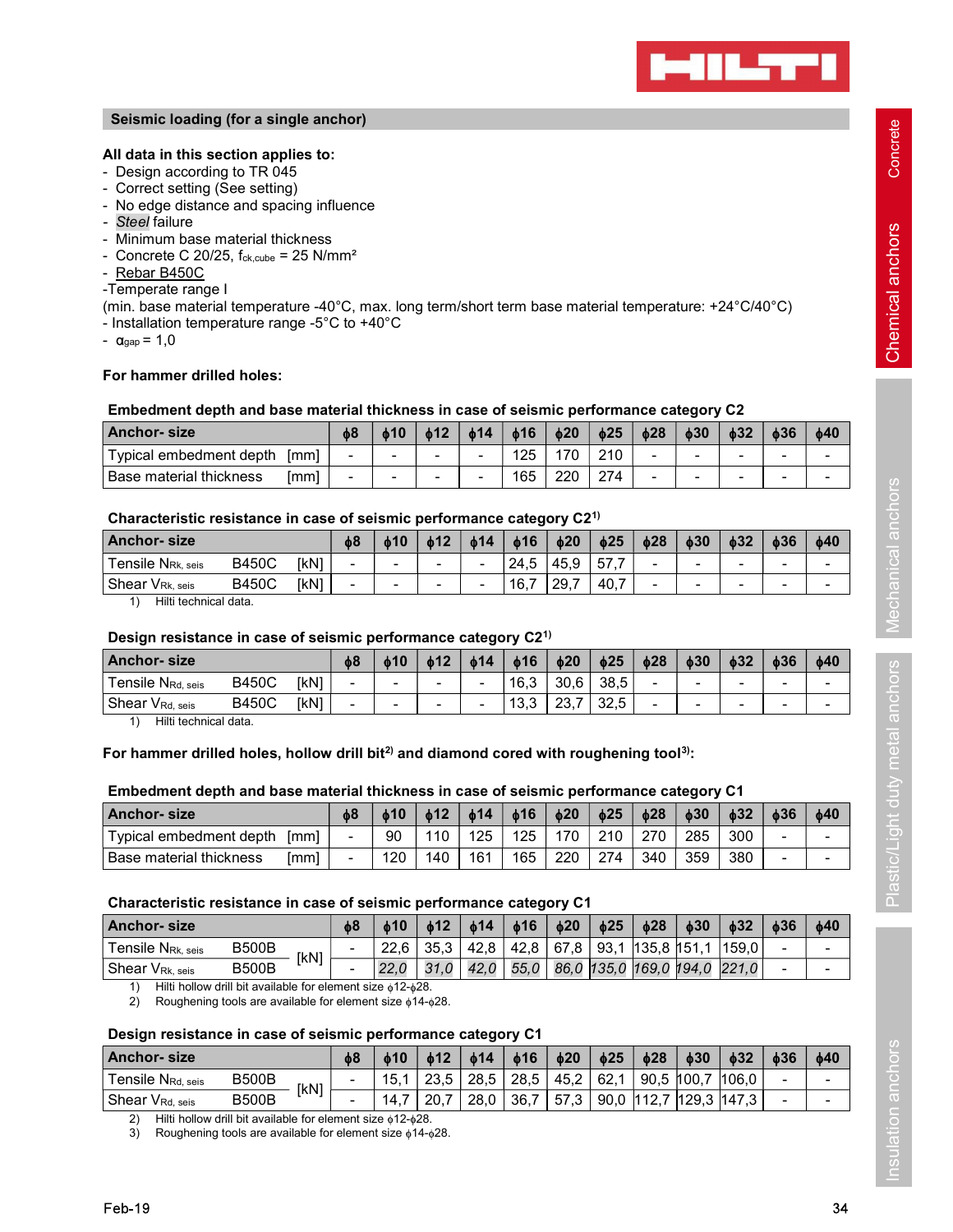## Seismic loading (for a single anchor)

**All data in this section applies to:**

- Design according to TR 045
- Correct setting (See setting)
- No edge distance and spacing influence
- *Steel* failure
- Minimum base material thickness
- Concrete C 20/25, $f_{ck,cube}$ = 25 N/mm²
- Rebar B450C

-Temperate range I
(min. base material temperature -40°C, max. long term/short term base material temperature: +24°C/40°C)

- Installation temperature range -5°C to +40°C
- $\alpha_{gap}$ = 1,0

**For hammer drilled holes:**

**Embedment depth and base material thickness in case of seismic performance category C2**

| Anchor- size | | ϕ8 | ϕ10 | ϕ12 | ϕ14 | ϕ16 | ϕ20 | ϕ25 | ϕ28 | ϕ30 | ϕ32 | ϕ36 | ϕ40 |
|---|---|---|---|---|---|---|---|---|---|---|---|---|---|
| Typical embedment depth | [mm] | - | - | - | - | 125 | 170 | 210 | - | - | - | - | - |
| Base material thickness | [mm] | - | - | - | - | 165 | 220 | 274 | - | - | - | - | - |

**Characteristic resistance in case of seismic performance category C2**[1)]

| Anchor- size | | | ϕ8 | ϕ10 | ϕ12 | ϕ14 | ϕ16 | ϕ20 | ϕ25 | ϕ28 | ϕ30 | ϕ32 | ϕ36 | ϕ40 |
|---|---|---|---|---|---|---|---|---|---|---|---|---|---|---|
| Tensile $N_{Rk, seis}$ | B450C | [kN] | - | - | - | - | 24,5 | 45,9 | 57,7 | - | - | - | - | - |
| Shear $V_{Rk, seis}$ | B450C | [kN] | - | - | - | - | 16,7 | 29,7 | 40,7 | - | - | - | - | - |

1) Hilti technical data.

**Design resistance in case of seismic performance category C2**[1)]

| Anchor- size | | | ϕ8 | ϕ10 | ϕ12 | ϕ14 | ϕ16 | ϕ20 | ϕ25 | ϕ28 | ϕ30 | ϕ32 | ϕ36 | ϕ40 |
|---|---|---|---|---|---|---|---|---|---|---|---|---|---|---|
| Tensile $N_{Rd, seis}$ | B450C | [kN] | - | - | - | - | 16,3 | 30,6 | 38,5 | - | - | - | - | - |
| Shear $V_{Rd, seis}$ | B450C | [kN] | - | - | - | - | 13,3 | 23,7 | 32,5 | - | - | - | - | - |

1) Hilti technical data.

**For hammer drilled holes, hollow drill bit**[2)] **and diamond cored with roughening tool**[3)]**:**

**Embedment depth and base material thickness in case of seismic performance category C1**

| Anchor- size | | ϕ8 | ϕ10 | ϕ12 | ϕ14 | ϕ16 | ϕ20 | ϕ25 | ϕ28 | ϕ30 | ϕ32 | ϕ36 | ϕ40 |
|---|---|---|---|---|---|---|---|---|---|---|---|---|---|
| Typical embedment depth | [mm] | - | 90 | 110 | 125 | 125 | 170 | 210 | 270 | 285 | 300 | - | - |
| Base material thickness | [mm] | - | 120 | 140 | 161 | 165 | 220 | 274 | 340 | 359 | 380 | - | - |

**Characteristic resistance in case of seismic performance category C1**

| Anchor- size | | | ϕ8 | ϕ10 | ϕ12 | ϕ14 | ϕ16 | ϕ20 | ϕ25 | ϕ28 | ϕ30 | ϕ32 | ϕ36 | ϕ40 |
|---|---|---|---|---|---|---|---|---|---|---|---|---|---|---|
| Tensile $N_{Rk, seis}$ | B500B | [kN] | - | 22,6 | 35,3 | 42,8 | 42,8 | 67,8 | 93,1 | 135,8 | 151,1 | 159,0 | - | - |
| Shear $V_{Rk, seis}$ | B500B | | - | *22,0* | *31,0* | *42,0* | *55,0* | *86,0* | *135,0* | *169,0* | *194,0* | *221,0* | - | - |

1) Hilti hollow drill bit available for element size ϕ12-ϕ28.
2) Roughening tools are available for element size ϕ14-ϕ28.

**Design resistance in case of seismic performance category C1**

| Anchor- size | | | ϕ8 | ϕ10 | ϕ12 | ϕ14 | ϕ16 | ϕ20 | ϕ25 | ϕ28 | ϕ30 | ϕ32 | ϕ36 | ϕ40 |
|---|---|---|---|---|---|---|---|---|---|---|---|---|---|---|
| Tensile $N_{Rd, seis}$ | B500B | [kN] | - | 15,1 | 23,5 | 28,5 | 28,5 | 45,2 | 62,1 | 90,5 | 100,7 | 106,0 | - | - |
| Shear $V_{Rd, seis}$ | B500B | | - | 14,7 | 20,7 | 28,0 | 36,7 | 57,3 | 90,0 | 112,7 | 129,3 | 147,3 | - | - |

2) Hilti hollow drill bit available for element size ϕ12-ϕ28.
3) Roughening tools are available for element size ϕ14-ϕ28.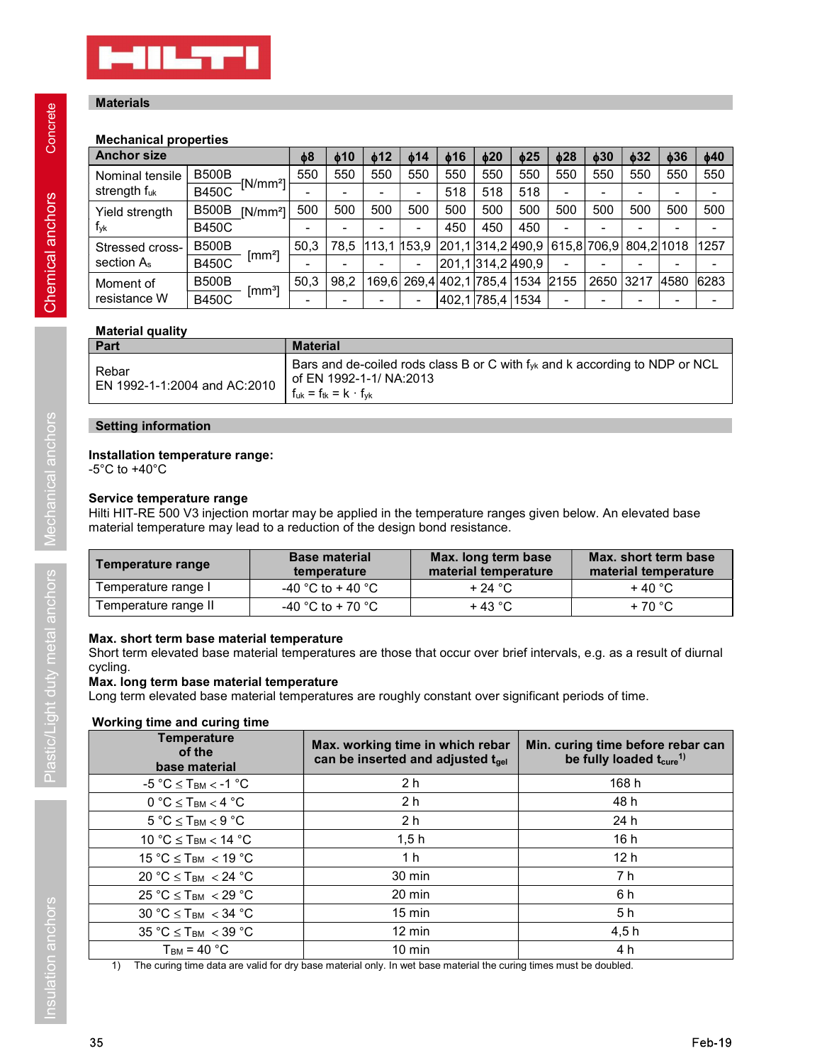## Materials

### Mechanical properties

| Anchor size | | | ϕ8 | ϕ10 | ϕ12 | ϕ14 | ϕ16 | ϕ20 | ϕ25 | ϕ28 | ϕ30 | ϕ32 | ϕ36 | ϕ40 |
|---|---|---|---|---|---|---|---|---|---|---|---|---|---|---|
| Nominal tensile strength $f_{uk}$ | B500B | [N/mm²] | 550 | 550 | 550 | 550 | 550 | 550 | 550 | 550 | 550 | 550 | 550 | 550 |
| | B450C | | - | - | - | - | 518 | 518 | 518 | - | - | - | - | - |
| Yield strength $f_{yk}$ | B500B | [N/mm²] | 500 | 500 | 500 | 500 | 500 | 500 | 500 | 500 | 500 | 500 | 500 | 500 |
| | B450C | | - | - | - | - | 450 | 450 | 450 | - | - | - | - | - |
| Stressed cross-section $A_s$ | B500B | [mm²] | 50,3 | 78,5 | 113,1 | 153,9 | 201,1 | 314,2 | 490,9 | 615,8 | 706,9 | 804,2 | 1018 | 1257 |
| | B450C | | - | - | - | - | 201,1 | 314,2 | 490,9 | - | - | - | - | - |
| Moment of resistance W | B500B | [mm³] | 50,3 | 98,2 | 169,6 | 269,4 | 402,1 | 785,4 | 1534 | 2155 | 2650 | 3217 | 4580 | 6283 |
| | B450C | | - | - | - | - | 402,1 | 785,4 | 1534 | - | - | - | - | - |

### Material quality

| Part | Material |
|---|---|
| Rebar<br>EN 1992-1-1:2004 and AC:2010 | Bars and de-coiled rods class B or C with $f_{yk}$ and k according to NDP or NCL of EN 1992-1-1/ NA:2013<br>$f_{uk} = f_{tk} = k \cdot f_{yk}$ |

## Setting information

**Installation temperature range:**
-5°C to +40°C

**Service temperature range**
Hilti HIT-RE 500 V3 injection mortar may be applied in the temperature ranges given below. An elevated base material temperature may lead to a reduction of the design bond resistance.

| Temperature range | Base material temperature | Max. long term base material temperature | Max. short term base material temperature |
|---|---|---|---|
| Temperature range I | -40 °C to + 40 °C | + 24 °C | + 40 °C |
| Temperature range II | -40 °C to + 70 °C | + 43 °C | + 70 °C |

**Max. short term base material temperature**
Short term elevated base material temperatures are those that occur over brief intervals, e.g. as a result of diurnal cycling.
**Max. long term base material temperature**
Long term elevated base material temperatures are roughly constant over significant periods of time.

### Working time and curing time

| Temperature of the base material | Max. working time in which rebar can be inserted and adjusted $t_{gel}$ | Min. curing time before rebar can be fully loaded $t_{cure}$[1)] |
|---|---|---|
| -5 °C ≤ $T_{BM}$ < -1 °C | 2 h | 168 h |
| 0 °C ≤ $T_{BM}$ < 4 °C | 2 h | 48 h |
| 5 °C ≤ $T_{BM}$ < 9 °C | 2 h | 24 h |
| 10 °C ≤ $T_{BM}$ < 14 °C | 1,5 h | 16 h |
| 15 °C ≤ $T_{BM}$ < 19 °C | 1 h | 12 h |
| 20 °C ≤ $T_{BM}$ < 24 °C | 30 min | 7 h |
| 25 °C ≤ $T_{BM}$ < 29 °C | 20 min | 6 h |
| 30 °C ≤ $T_{BM}$ < 34 °C | 15 min | 5 h |
| 35 °C ≤ $T_{BM}$ < 39 °C | 12 min | 4,5 h |
| $T_{BM}$ = 40 °C | 10 min | 4 h |

1) The curing time data are valid for dry base material only. In wet base material the curing times must be doubled.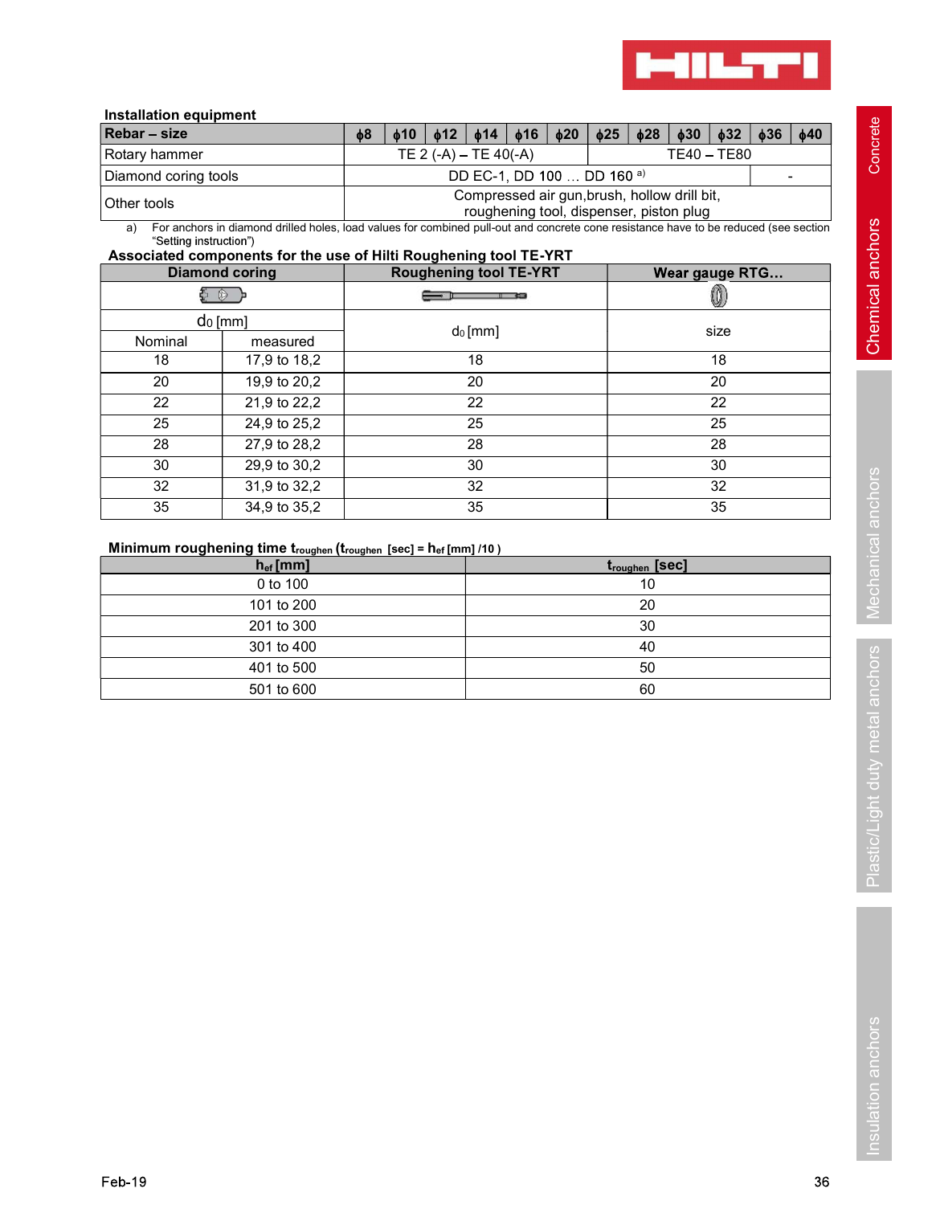### Installation equipment

| Rebar – size | ϕ8 | ϕ10 | ϕ12 | ϕ14 | ϕ16 | ϕ20 | ϕ25 | ϕ28 | ϕ30 | ϕ32 | ϕ36 | ϕ40 |
|---|---|---|---|---|---|---|---|---|---|---|---|---|
| Rotary hammer | TE 2 (-A) – TE 40(-A) | | | | | | TE40 – TE80 | | | | | |
| Diamond coring tools | DD EC-1, DD 100 … DD 160 [a)] | | | | | | | | | | - | |
| Other tools | Compressed air gun,brush, hollow drill bit, roughening tool, dispenser, piston plug | | | | | | | | | | | |

a) For anchors in diamond drilled holes, load values for combined pull-out and concrete cone resistance have to be reduced (see section "Setting instruction")

### Associated components for the use of Hilti Roughening tool TE-YRT

| Diamond coring | | Roughening tool TE-YRT | Wear gauge RTG… |
|---|---|---|---|
| $d_0$ [mm] | | $d_0$ [mm] | size |
| Nominal | measured | | |
| 18 | 17,9 to 18,2 | 18 | 18 |
| 20 | 19,9 to 20,2 | 20 | 20 |
| 22 | 21,9 to 22,2 | 22 | 22 |
| 25 | 24,9 to 25,2 | 25 | 25 |
| 28 | 27,9 to 28,2 | 28 | 28 |
| 30 | 29,9 to 30,2 | 30 | 30 |
| 32 | 31,9 to 32,2 | 32 | 32 |
| 35 | 34,9 to 35,2 | 35 | 35 |

### Minimum roughening time $t_{roughen}$ ($t_{roughen}$ [sec] = $h_{ef}$ [mm] /10 )

| $h_{ef}$ [mm] | $t_{roughen}$ [sec] |
|---|---|
| 0 to 100 | 10 |
| 101 to 200 | 20 |
| 201 to 300 | 30 |
| 301 to 400 | 40 |
| 401 to 500 | 50 |
| 501 to 600 | 60 |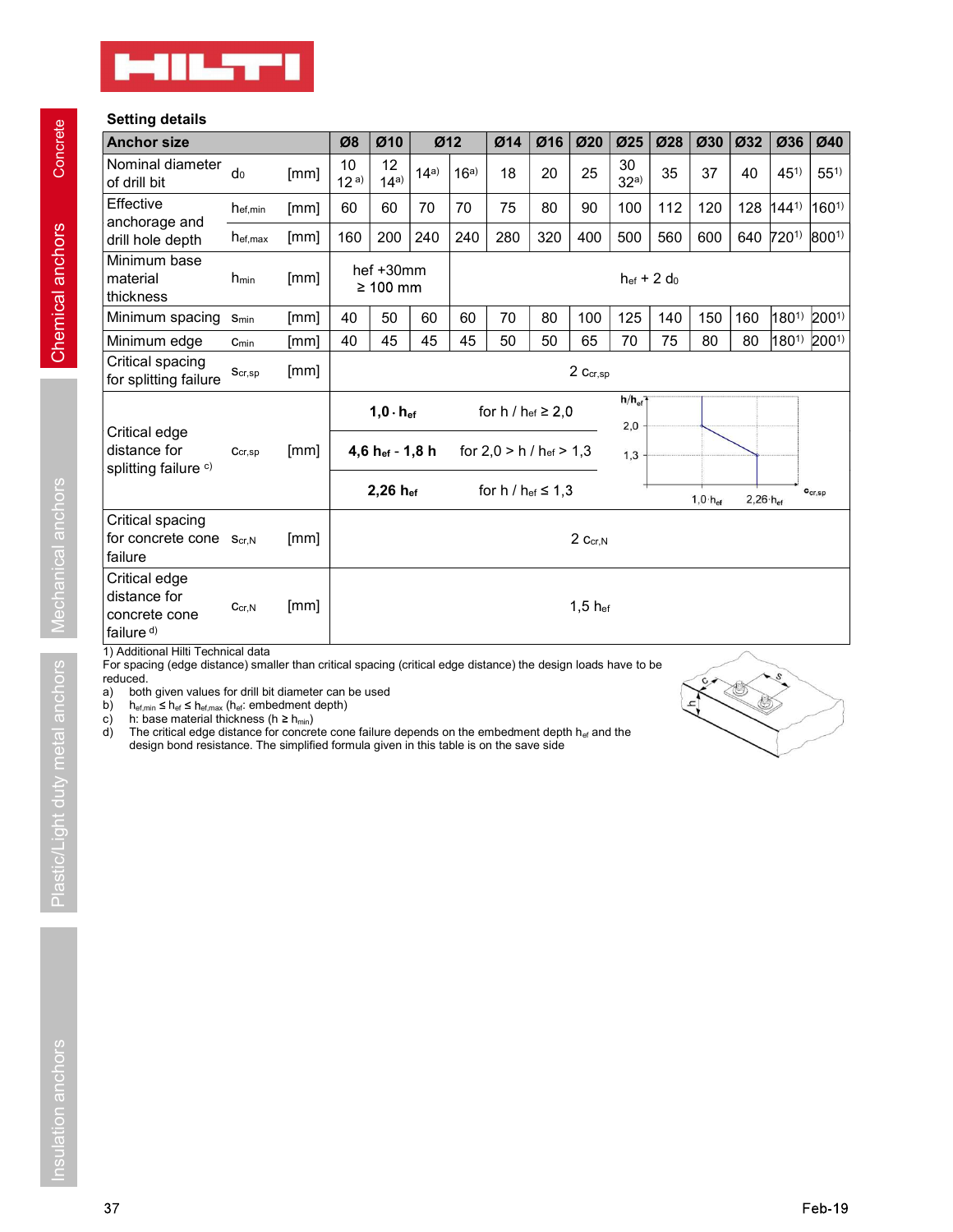## Setting details

| Anchor size | | | Ø8 | Ø10 | Ø12 | | Ø14 | Ø16 | Ø20 | Ø25 | Ø28 | Ø30 | Ø32 | Ø36 | Ø40 |
|---|---|---|---|---|---|---|---|---|---|---|---|---|---|---|---|
| Nominal diameter of drill bit | $d_0$ | [mm] | 10 / 12 [a] | 12 / 14[a] | 14[a] | 16[a] | 18 | 20 | 25 | 30 / 32[a] | 35 | 37 | 40 | 45[1] | 55[1] |
| Effective anchorage and drill hole depth | $h_{ef,min}$ | [mm] | 60 | 60 | 70 | 70 | 75 | 80 | 90 | 100 | 112 | 120 | 128 | 144[1] | 160[1] |
| | $h_{ef,max}$ | [mm] | 160 | 200 | 240 | 240 | 280 | 320 | 400 | 500 | 560 | 600 | 640 | 720[1] | 800[1] |
| Minimum base material thickness | $h_{min}$ | [mm] | hef +30mm ≥ 100 mm | | | $h_{ef}$ + 2 $d_0$ | | | | | | | | | |
| Minimum spacing | $s_{min}$ | [mm] | 40 | 50 | 60 | 60 | 70 | 80 | 100 | 125 | 140 | 150 | 160 | 180[1] | 200[1] |
| Minimum edge | $c_{min}$ | [mm] | 40 | 45 | 45 | 45 | 50 | 50 | 65 | 70 | 75 | 80 | 80 | 180[1] | 200[1] |
| Critical spacing for splitting failure | $s_{cr,sp}$ | [mm] | 2 $c_{cr,sp}$ | | | | | | | | | | | | |
| Critical edge distance for splitting failure [c] | $c_{cr,sp}$ | [mm] | $1{,}0 \cdot h_{ef}$ for $h / h_{ef} \geq 2{,}0$ | | | | | | | | | | | | |
| | | | $4{,}6\, h_{ef} - 1{,}8\, h$ for $2{,}0 > h / h_{ef} > 1{,}3$ | | | | | | | | | | | | |
| | | | $2{,}26\, h_{ef}$ for $h / h_{ef} \leq 1{,}3$ | | | | | | | | | | | | |
| Critical spacing for concrete cone failure | $s_{cr,N}$ | [mm] | 2 $c_{cr,N}$ | | | | | | | | | | | | |
| Critical edge distance for concrete cone failure [d] | $c_{cr,N}$ | [mm] | 1,5 $h_{ef}$ | | | | | | | | | | | | |

1) Additional Hilti Technical data

For spacing (edge distance) smaller than critical spacing (critical edge distance) the design loads have to be reduced.

a) both given values for drill bit diameter can be used
b) $h_{ef,min} \leq h_{ef} \leq h_{ef,max}$ ($h_{ef}$: embedment depth)
c) h: base material thickness ($h \geq h_{min}$)
d) The critical edge distance for concrete cone failure depends on the embedment depth $h_{ef}$ and the design bond resistance. The simplified formula given in this table is on the save side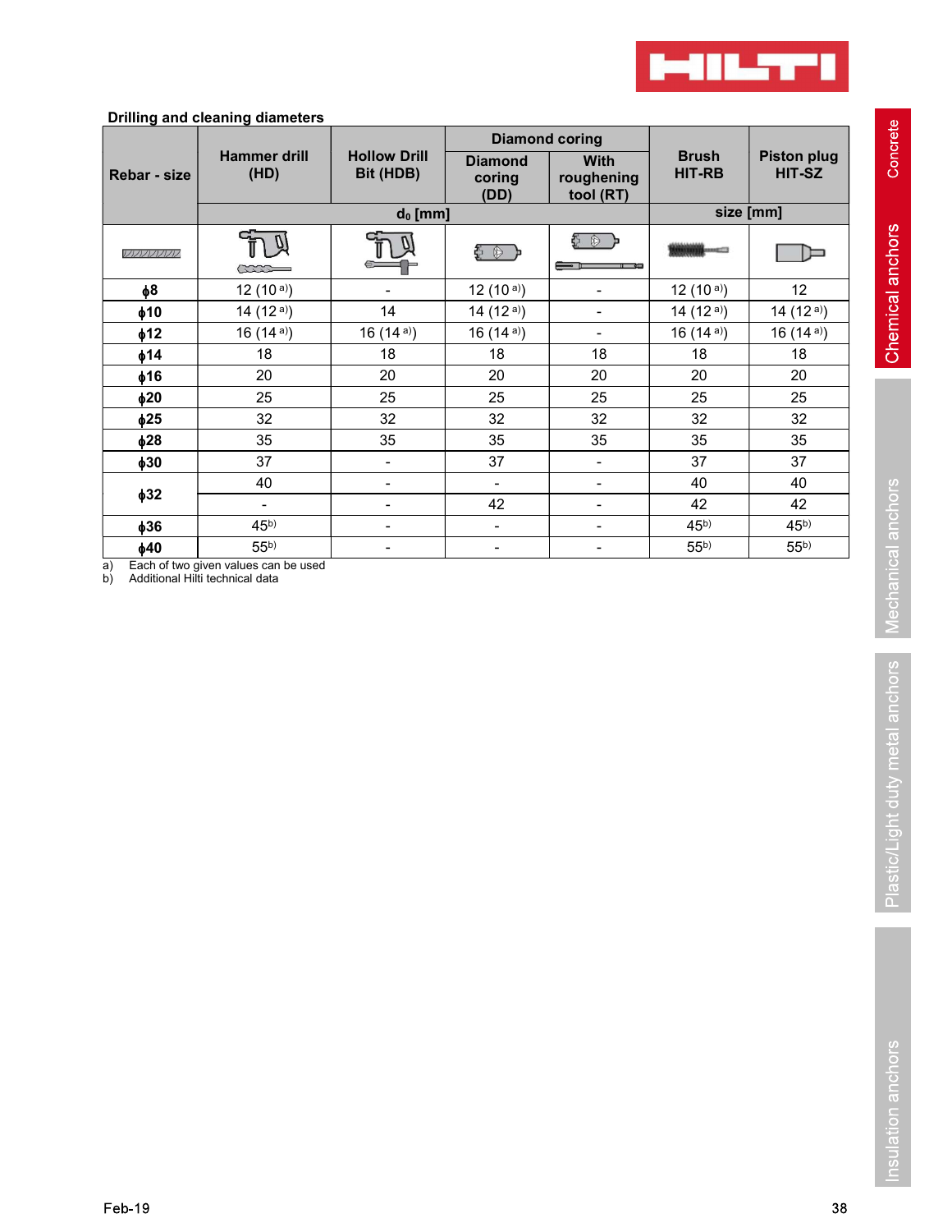**Drilling and cleaning diameters**

| Rebar - size | Hammer drill (HD) | Hollow Drill Bit (HDB) | Diamond coring | | Brush HIT-RB | Piston plug HIT-SZ |
|---|---|---|---|---|---|---|
| | | | Diamond coring (DD) | With roughening tool (RT) | | |
| | $d_0$ [mm] | | | | size [mm] | |
| $\phi$8 | 12 (10 [a]) | - | 12 (10 [a]) | - | 12 (10 [a]) | 12 |
| $\phi$10 | 14 (12 [a]) | 14 | 14 (12 [a]) | - | 14 (12 [a]) | 14 (12 [a]) |
| $\phi$12 | 16 (14 [a]) | 16 (14 [a]) | 16 (14 [a]) | - | 16 (14 [a]) | 16 (14 [a]) |
| $\phi$14 | 18 | 18 | 18 | 18 | 18 | 18 |
| $\phi$16 | 20 | 20 | 20 | 20 | 20 | 20 |
| $\phi$20 | 25 | 25 | 25 | 25 | 25 | 25 |
| $\phi$25 | 32 | 32 | 32 | 32 | 32 | 32 |
| $\phi$28 | 35 | 35 | 35 | 35 | 35 | 35 |
| $\phi$30 | 37 | - | 37 | - | 37 | 37 |
| $\phi$32 | 40 | - | - | - | 40 | 40 |
| | - | - | 42 | - | 42 | 42 |
| $\phi$36 | 45 [b] | - | - | - | 45 [b] | 45 [b] |
| $\phi$40 | 55 [b] | - | - | - | 55 [b] | 55 [b] |

a) Each of two given values can be used
b) Additional Hilti technical data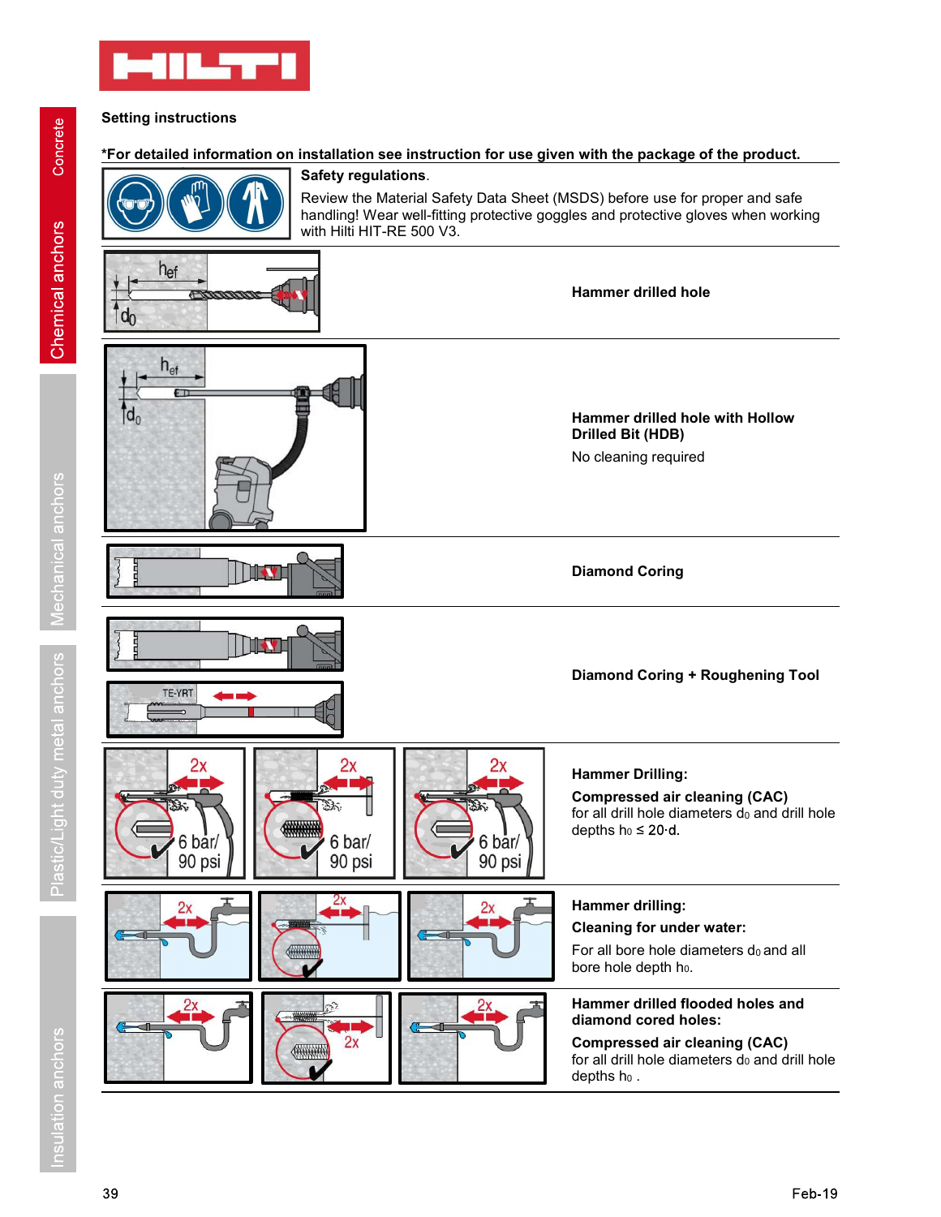## Setting instructions

**\*For detailed information on installation see instruction for use given with the package of the product.**

**Safety regulations**.

Review the Material Safety Data Sheet (MSDS) before use for proper and safe handling! Wear well-fitting protective goggles and protective gloves when working with Hilti HIT-RE 500 V3.

**Hammer drilled hole**

**Hammer drilled hole with Hollow Drilled Bit (HDB)**

No cleaning required

**Diamond Coring**

**Diamond Coring + Roughening Tool**

**Hammer Drilling:**

**Compressed air cleaning (CAC)**
for all drill hole diameters $d_0$ and drill hole depths $h_0 \leq 20 \cdot d$.

**Hammer drilling:**

**Cleaning for under water:**

For all bore hole diameters $d_0$ and all bore hole depth $h_0$.

**Hammer drilled flooded holes and diamond cored holes:**

**Compressed air cleaning (CAC)**
for all drill hole diameters $d_0$ and drill hole depths $h_0$ .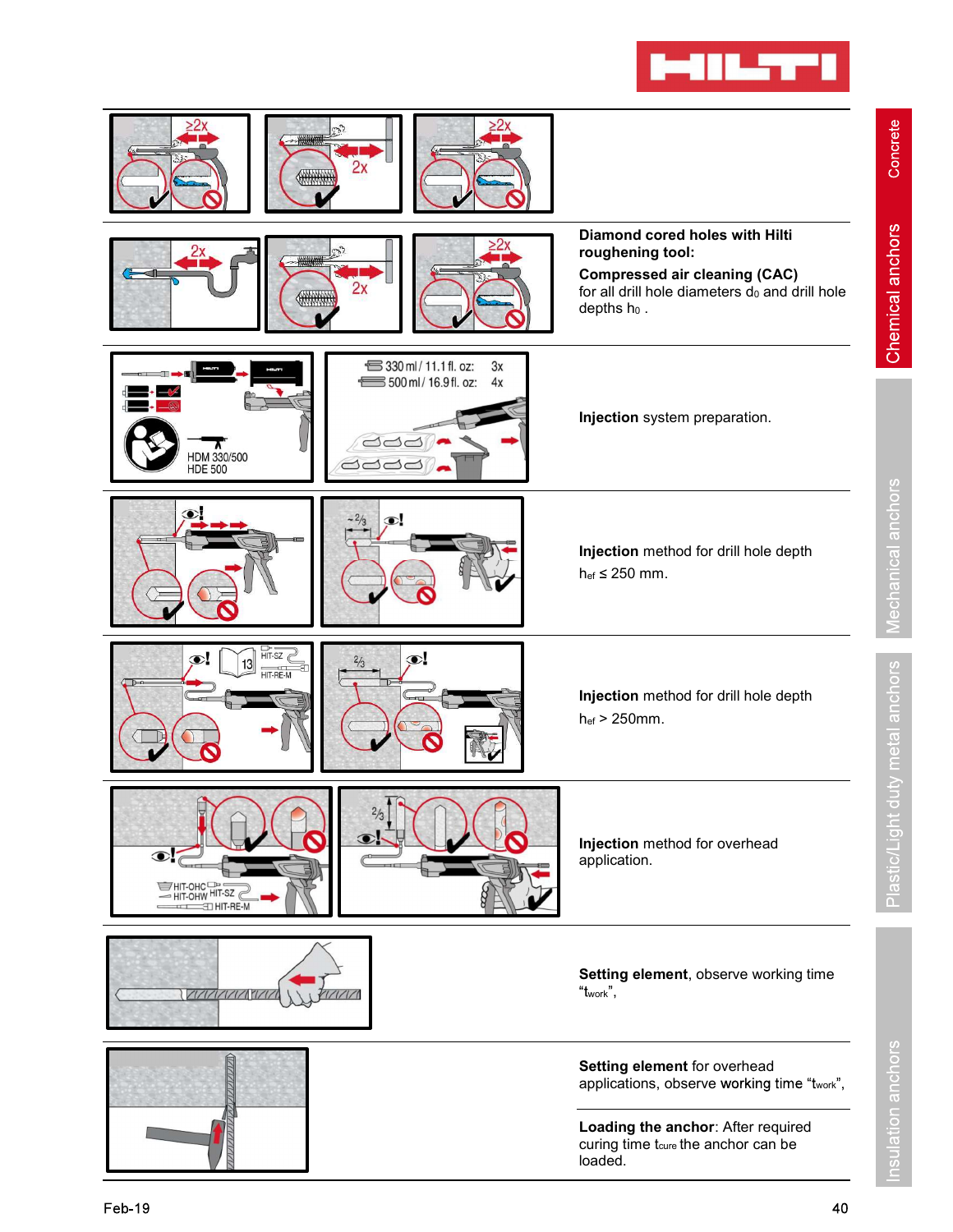**Diamond cored holes with Hilti roughening tool:**

**Compressed air cleaning (CAC)**
for all drill hole diameters $d_0$ and drill hole depths $h_0$ .

**Injection** system preparation.

**Injection** method for drill hole depth $h_{ef} \leq 250$ mm.

**Injection** method for drill hole depth $h_{ef} > 250$mm.

**Injection** method for overhead application.

**Setting element**, observe working time "$t_{work}$",

**Setting element** for overhead applications, observe working time "$t_{work}$",

**Loading the anchor**: After required curing time $t_{cure}$ the anchor can be loaded.

Feb-19